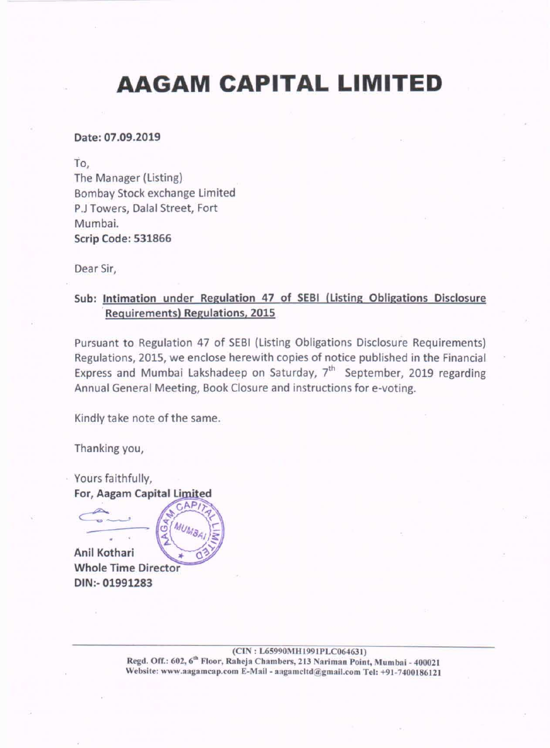# AAGAM CAPITAL LIMITED

**Date: 07.09.2019**

To,
The Manager (Listing)
Bombay Stock exchange Limited
P.J Towers, Dalal Street, Fort
Mumbai.
**Scrip Code: 531866**

Dear Sir,

**Sub: <u>Intimation under Regulation 47 of SEBI (Listing Obligations Disclosure Requirements) Regulations, 2015</u>**

Pursuant to Regulation 47 of SEBI (Listing Obligations Disclosure Requirements) Regulations, 2015, we enclose herewith copies of notice published in the Financial Express and Mumbai Lakshadeep on Saturday, 7th September, 2019 regarding Annual General Meeting, Book Closure and instructions for e-voting.

Kindly take note of the same.

Thanking you,

Yours faithfully,
**For, Aagam Capital Limited**

**Anil Kothari**
**Whole Time Director**
**DIN:- 01991283**

(CIN : L65990MH1991PLC064631)
Regd. Off.: 602, 6th Floor, Raheja Chambers, 213 Nariman Point, Mumbai - 400021
Website: www.aagamcap.com E-Mail - aagamcltd@gmail.com Tel: +91-7400186121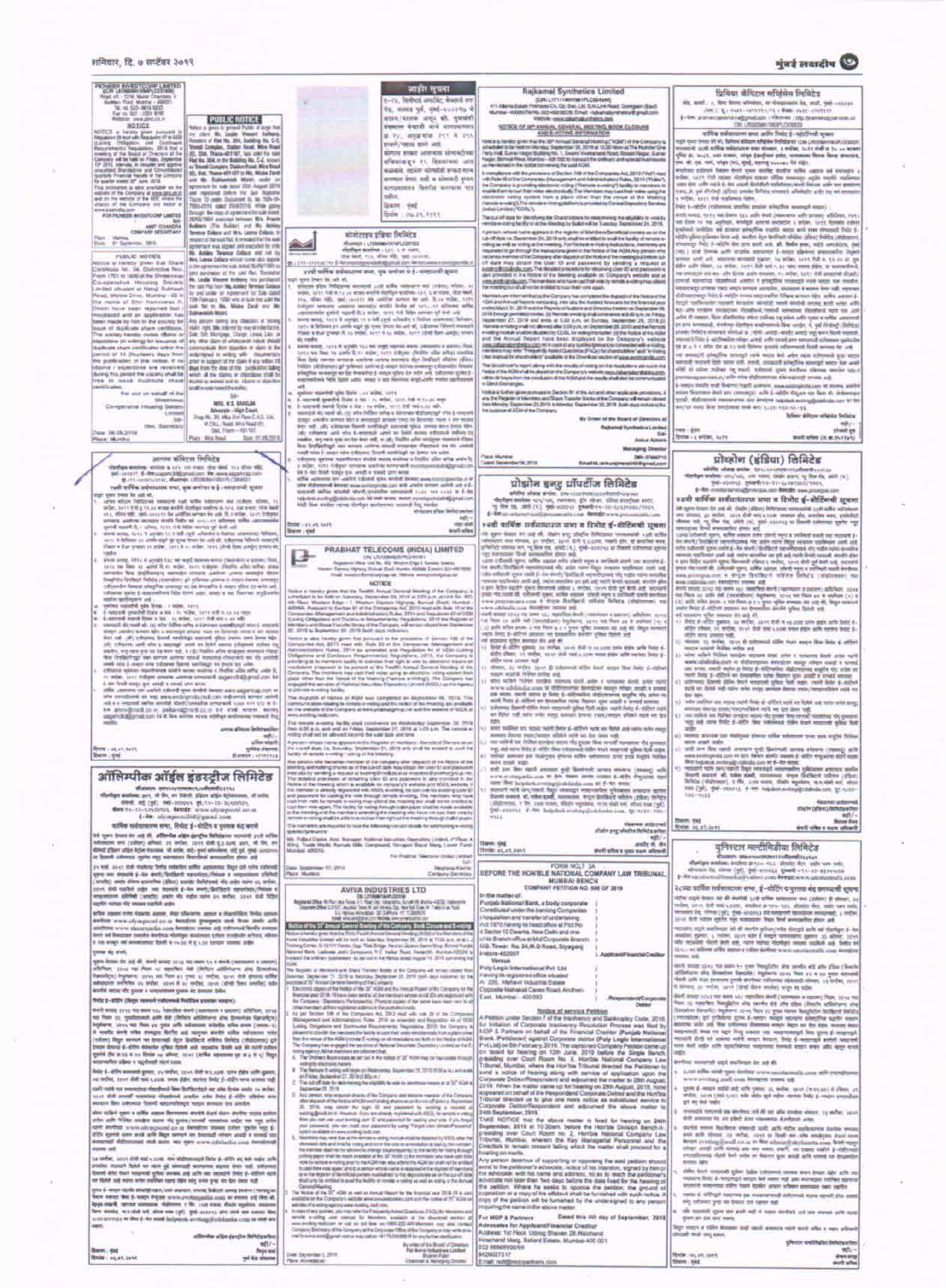# PIONEER INVESTCORP LIMITED

## NOTICE

## PUBLIC NOTICE

## PUBLIC NOTICE

# जाहीर सूचना

# Rajkamal Synthetics Limited

## NOTICE OF 38th ANNUAL GENERAL MEETING, BOOK CLOSURE AND E-VOTING INFORMATION

By Order of the Board of Directors of
Rajkamal Synthetics Limited

Managing Director

# ऑलिंपिक ऑईल इंडस्ट्रीज लिमिटेड

# प्रोझोन इन्टु प्रॉपर्टीज लिमिटेड

# PRABHAT TELECOMS (INDIA) LIMITED

## NOTICE

# AVIVA INDUSTRIES LTD

## FORM NCLT 3A

## BEFORE THE HON'BLE NATIONAL COMPANY LAW TRIBUNAL, MUMBAI BENCH

COMPANY PETITION NO. 986 OF 2019

# प्रोलोन (इंडिया) लिमिटेड

# युनिस्टार मल्टीमीडिया लिमिटेड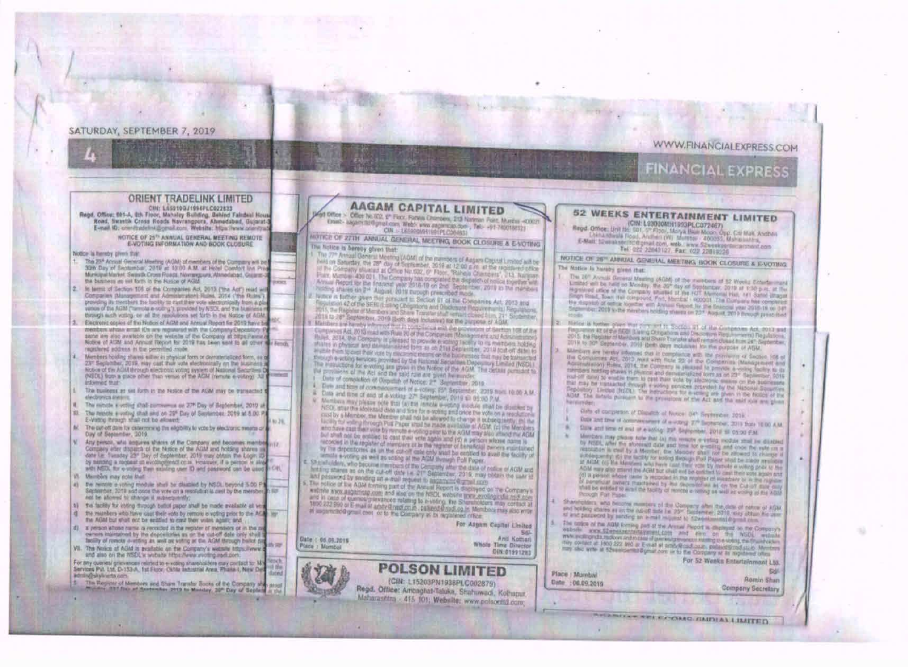SATURDAY, SEPTEMBER 7, 2019

WWW.FINANCIALEXPRESS.COM

FINANCIAL EXPRESS

## ORIENT TRADELINK LIMITED

CIN: L65910GJ1994PLC022833

Regd. Office: 801-A, 8th Floor, Mahalay Building, Behind Falddeli House, Road, Swastik Cross Roads Navrangpura, Ahmedabad, Gujarat-

E-mail ID: orienttradelink@gmail.com, Website: https://www.orienttra

**NOTICE OF 25TH ANNUAL GENERAL MEETING REMOTE E-VOTING INFORMATION AND BOOK CLOSURE**

Notice is hereby given that:

1. The 25th Annual General Meeting (AGM) of members of the Company will be held on 30th Day of September, 2019 at 10:00 A.M. at Hotel Comfort Inn Pres Municipal Market, Swastik Cross Roads, Navrangpura, Ahmedabad, Gujarat- the business as set forth in the Notice of AGM.
2. In terms of Section 108 of the Companies Act, 2013 ("the Act") read with Companies (Management and Administration) Rules, 2014 ("the Rules") providing its members the facility to cast their vote electronically from a place venue of the AGM ("remote e-voting"), provided by NSDL and the business through such voting, on all the resolutions set forth in the Notice of AGM.
3. Electronic copies of the Notice of AGM and Annual Report for 2019 have been sent to members whose email IDs are registered with the Company/Depository. The same are also available on the website of the Company at https://www. Notice of AGM and Annual Report for 2019 has been sent to all other members at their registered address in the permitted mode.
4. Members holding shares either in physical form or dematerialized form, as on 23rd September, 2019, may cast their vote electronically on the business as set forth in the Notice of the AGM through electronic voting system of National Securities Depository Limited (NSDL) from a place other than venue of the AGM (remote e-voting). All members are informed that:

   I. The business as set forth in the Notice of the AGM may be transacted through electronic means.
   II. The remote e-voting shall commence on 27th Day of September, 2019 at
   III. The remote e-voting shall end on 29th Day of September, 2019 at 5.00 P.M. E-voting through shall not be allowed.
   IV. The cut-off date for determining the eligibility to vote by electronic means or Day of September, 2019.
   V. Any person, who acquires shares of the Company and becomes member of the Company after dispatch of the Notice of the AGM and holding shares as on date i.e. Tuesday 23rd Day of September, 2019 may obtain the Login ID by sending a request at evoting@nsdl.co.in. However, if a person is already registered with NSDL for e-voting then existing user ID and password can be used.
   VI. Members may note that:

   a) the remote e-voting module shall be disabled by NSDL beyond 5.00 P.M. September, 2019 and once the vote on a resolution is cast by the member, not be allowed to change it subsequently;
   b) the facility for voting through ballot paper shall be made available at venue;
   c) the members who have cast their vote by remote e-voting prior to the AGM the AGM but shall not be entitled to cast their votes again; and
   d) a person whose name is recorded in the register of members or in the register of beneficial owners maintained by the depositories as on the cut-off date only shall be entitled to avail the facility of remote e-voting as well as voting at the AGM through ballot paper.

   VII. The Notice of AGM is available on the Company's website https://www and also on the NSDL's website https://www.evoting.nsdl.com.

For any queries/ grievances related to e-voting shareholders may contact to M/s Skyline Financial Services Pvt. Ltd, D-153-A, 1st Floor, Okhla Industrial Area, Phase-I, New Delhi admin@skylinerta.com.

5. The Register of Members and Share Transfer Books of the Company shall remain closed from Tuesday, 24th Day of September, 2019 to Monday, 30th Day of September

## AAGAM CAPITAL LIMITED

Regd Office :- Office No.002, 0th Floor, Raheja Chambers, 213 Nariman Point, Mumbai -400021 Email:- aagamcltd@gmail.com, Web: www.aagamcap.com, Tel:- +91 7400195121

CIN :- L65990MH1991PLC064631

**NOTICE OF 27TH ANNUAL GENERAL MEETING, BOOK CLOSURE & E-VOTING**

The Notice is hereby given that:

1. The 27th Annual General Meeting (AGM) of the members of Aagam Capital Limited will be held on Saturday, the 28th day of September, 2019 at 12:00 p.m. at the registered office of the Company situated at Office No 002, 0th Floor, "Raheja Chambers", 213, Nariman Point, Mumbai- 400 021. The Company has completed the dispatch of notice together with Annual Report for the financial year 2018-19 on 2nd September, 2019 to the members holding shares on 2nd August, 2019 through prescribed mode.
2. Notice is further given that pursuant to Section 91 of the Companies Act, 2013 and Regulation 42 of the SEBI (Listing Obligations and Disclosure Requirements) Regulations, 2015, the Register of Members and Share Transfer shall remain closed from 21st September, 2019 to 28th September, 2019 (both days inclusive) for the purpose of AGM.
3. Members are hereby informed that in compliance with the provisions of Section 108 of the Companies Act, 2013 read with Rule 20 of the Companies (Management and Administration) Rules, 2014, the Company is pleased to provide e-voting facility to its members holding shares in physical and dematerialized form as on 21st September, 2019 (cut-off date) to enable them to cast their vote by electronic means on the businesses that may be transacted through e-voting services provided by the National Securities Depository Limited (NSDL). The instructions for e-voting are given in the Notice of the AGM. The details pursuant to the provisions of the Act and the said rule are given hereunder:

   i. Date of completion of Dispatch of Notice: 2nd September, 2019
   ii. Date and time of commencement of e-voting: 25th September, 2019 from 10:00 A.M.
   iii. Date and time of end of e-voting: 27th September, 2019 till 05:00 P.M.
   iv. Members may please note that (a) the remote e-voting module shall be disabled by NSDL after the aforesaid date and time for e-voting and once the vote on a resolution is cast by a Member, the Member shall not be allowed to change it subsequently, (b) the facility for voting through Poll Paper shall be made available at AGM, (c) the Members who have cast their vote by remote e-voting prior to the AGM may also attend the AGM but shall not be entitled to cast their vote again and (d) a person whose name is recorded in the register of members or in the register of beneficial owners maintained by the depositories as on the cut-off date only shall be entitled to avail the facility of remote e-voting as well as voting at the AGM through Poll Paper.

4. Shareholders, who become members of the Company after the date of notice of AGM and holding shares as on the cut-off date i.e. 21st September, 2019, may obtain the user id and password by sending an e-mail request to aagamcltd@gmail.com.
5. The notice of the AGM forming part of the Annual Report is displayed on the Company's website www.aagamcap.com and also on the NSDL website www.evotingindia.nsdl.com and in case of queries/grievances relating to e-voting, the Shareholders may contact at 1800 222 990 or E-mail at evoting@nsdl.co.in ; pallavid@nsdl.co.in. Members may also write at aagamcltd@gmail.com or to the Company at its registered office.

For Aagam Capital Limited

Sd/-

Anil Kothari

Whole Time Director

DIN:01991283

Date : 06.09.2019

Place : Mumbai

## POLSON LIMITED

(CIN: L15203PN1938PLC002879)

Regd. Office: Ambaghat-Taluka, Shahuwadi, Kolhapur, Maharashtra - 415 101; Website: www.polsonltd.com;

## 52 WEEKS ENTERTAINMENT LIMITED

(CIN: L93000MH1993PLC072467)

Regd. Office: Unit No. 501, 5th Floor, Morya Blue Moon, Opp. Citi Mall, Andheri Link Road, Andheri (W), Mumbai - 400053, Maharashtra.

E-Mail: 52weeksent@gmail.com, web: www.52weeksentertainment.com

Tel: 022 22843127, Fax: 022 22819226

**NOTICE OF 26TH ANNUAL GENERAL MEETING, BOOK CLOSURE & E-VOTING**

The Notice is hereby given that:

1. The 26th Annual General Meeting (AGM) of the members of 52 Weeks Entertainment Limited will be held on Monday, the 30th day of September, 2019 at 1:30 p.m. at the registered office of the Company situated at the HJT Memorial Hall, 441 Sahid Bhagat Singh Road, Town Hall compound, Fort, Mumbai - 400001. The Company has completed the dispatch of notice together with Annual Report for the financial year 2018-19 on 04th September, 2019 to the members holding shares on 23rd August, 2019 through prescribed mode.
2. Notice is further given that pursuant to Section 91 of the Companies Act, 2013 and Regulation 42 of the SEBI (Listing Obligations and Disclosure Requirements) Regulations, 2015, the Register of Members and Share Transfer shall remain closed from 24th September, 2019 to 30th September, 2019 (both days inclusive) for the purpose of AGM.
3. Members are hereby informed that in compliance with the provisions of Section 108 of the Companies Act, 2013 read with Rule 20 of the Companies (Management and Administration) Rules, 2014, the Company is pleased to provide e-voting facility to its members holding shares in physical and dematerialized form as on 23rd September, 2019 (cut-off date) to enable them to cast their vote by electronic means on the businesses that may be transacted through e-voting services provided by the National Securities Depository Limited (NSDL). The instructions for e-voting are given in the Notice of the AGM. The details pursuant to the provisions of the Act and the said rule are given hereunder:

   i. Date of completion of Dispatch of Notice: 04th September, 2019
   ii. Date and time of commencement of e-voting: 27th September, 2019 from 10:00 A.M.
   iii. Date and time of end of e-voting: 29th September, 2019 till 05:00 P.M.
   iv. Members may please note that (a) the remote e-voting module shall be disabled by NSDL after the aforesaid date and time for e-voting and once the vote on a resolution is cast by a Member, the Member shall not be allowed to change it subsequently, (b) the facility for voting through Poll Paper shall be made available at AGM, (c) the Members who have cast their vote by remote e-voting prior to the AGM may also attend the AGM but shall not be entitled to cast their vote again and (d) a person whose name is recorded in the register of members or in the register of beneficial owners maintained by the depositories as on the cut-off date only shall be entitled to avail the facility of remote e-voting as well as voting at the AGM through Poll Paper.

4. Shareholders, who become members of the Company after the date of notice of AGM and holding shares as on the cut-off date i.e. 23rd September, 2019, may obtain the user id and password by sending an e-mail request to 52weeksent@gmail.com.
5. The notice of the AGM forming part of the Annual Report is displayed on the Company's website www.52weeksentertainment.com and also on the NSDL website www.evotingindia.nsdl.com and in case of queries/grievances relating to e-voting, the Shareholders may contact at 1800 222 990 or E-mail at evoting@nsdl.co.in ; pallavid@nsdl.co.in. Members may also write at 52weeksent@gmail.com or to the Company at its registered office.

For 52 Weeks Entertainment Ltd.

Sd/-

Romin Shah

Company Secretary

Place : Mumbai

Date : 06.09.2019